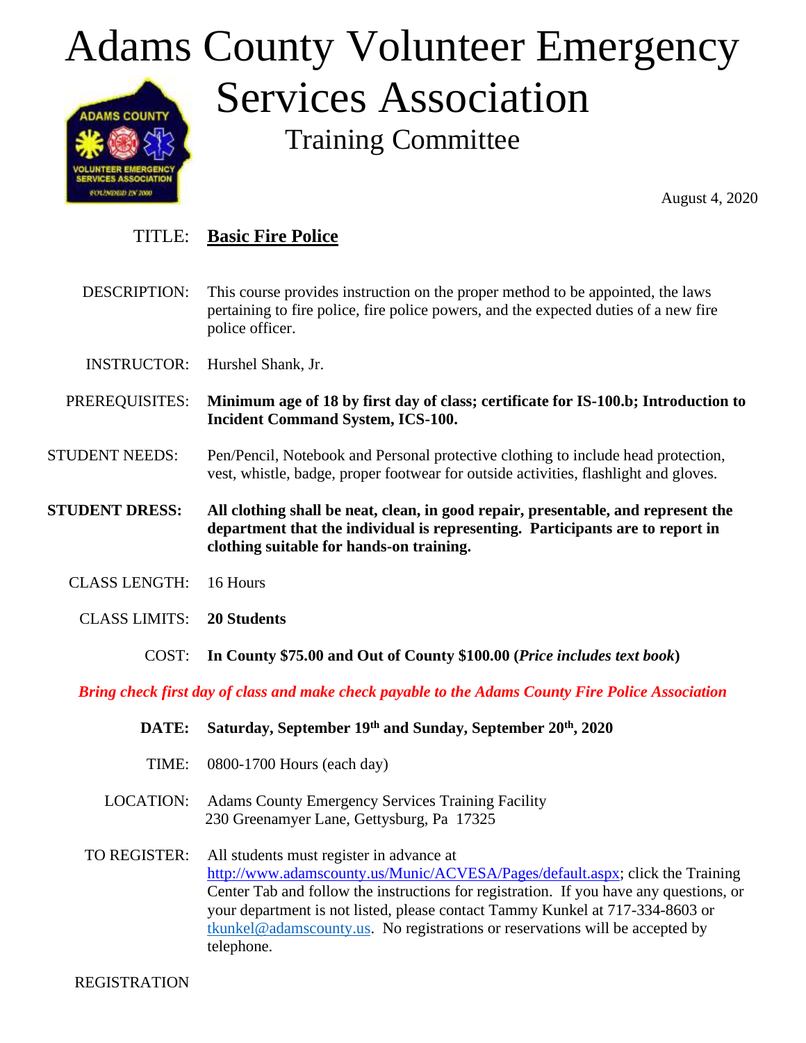# Adams County Volunteer Emergency Services Association

## Training Committee

August 4, 2020

**TITLE:** **Basic Fire Police**

**DESCRIPTION:** This course provides instruction on the proper method to be appointed, the laws pertaining to fire police, fire police powers, and the expected duties of a new fire police officer.

**INSTRUCTOR:** Hurshel Shank, Jr.

**PREREQUISITES:** **Minimum age of 18 by first day of class; certificate for IS-100.b; Introduction to Incident Command System, ICS-100.**

**STUDENT NEEDS:** Pen/Pencil, Notebook and Personal protective clothing to include head protection, vest, whistle, badge, proper footwear for outside activities, flashlight and gloves.

**STUDENT DRESS:** **All clothing shall be neat, clean, in good repair, presentable, and represent the department that the individual is representing. Participants are to report in clothing suitable for hands-on training.**

**CLASS LENGTH:** 16 Hours

**CLASS LIMITS:** **20 Students**

**COST:** **In County $75.00 and Out of County $100.00 (*Price includes text book*)**

***Bring check first day of class and make check payable to the Adams County Fire Police Association***

**DATE:** **Saturday, September 19th and Sunday, September 20th, 2020**

**TIME:** 0800-1700 Hours (each day)

**LOCATION:** Adams County Emergency Services Training Facility
230 Greenamyer Lane, Gettysburg, Pa 17325

**TO REGISTER:** All students must register in advance at http://www.adamscounty.us/Munic/ACVESA/Pages/default.aspx; click the Training Center Tab and follow the instructions for registration. If you have any questions, or your department is not listed, please contact Tammy Kunkel at 717-334-8603 or tkunkel@adamscounty.us. No registrations or reservations will be accepted by telephone.

REGISTRATION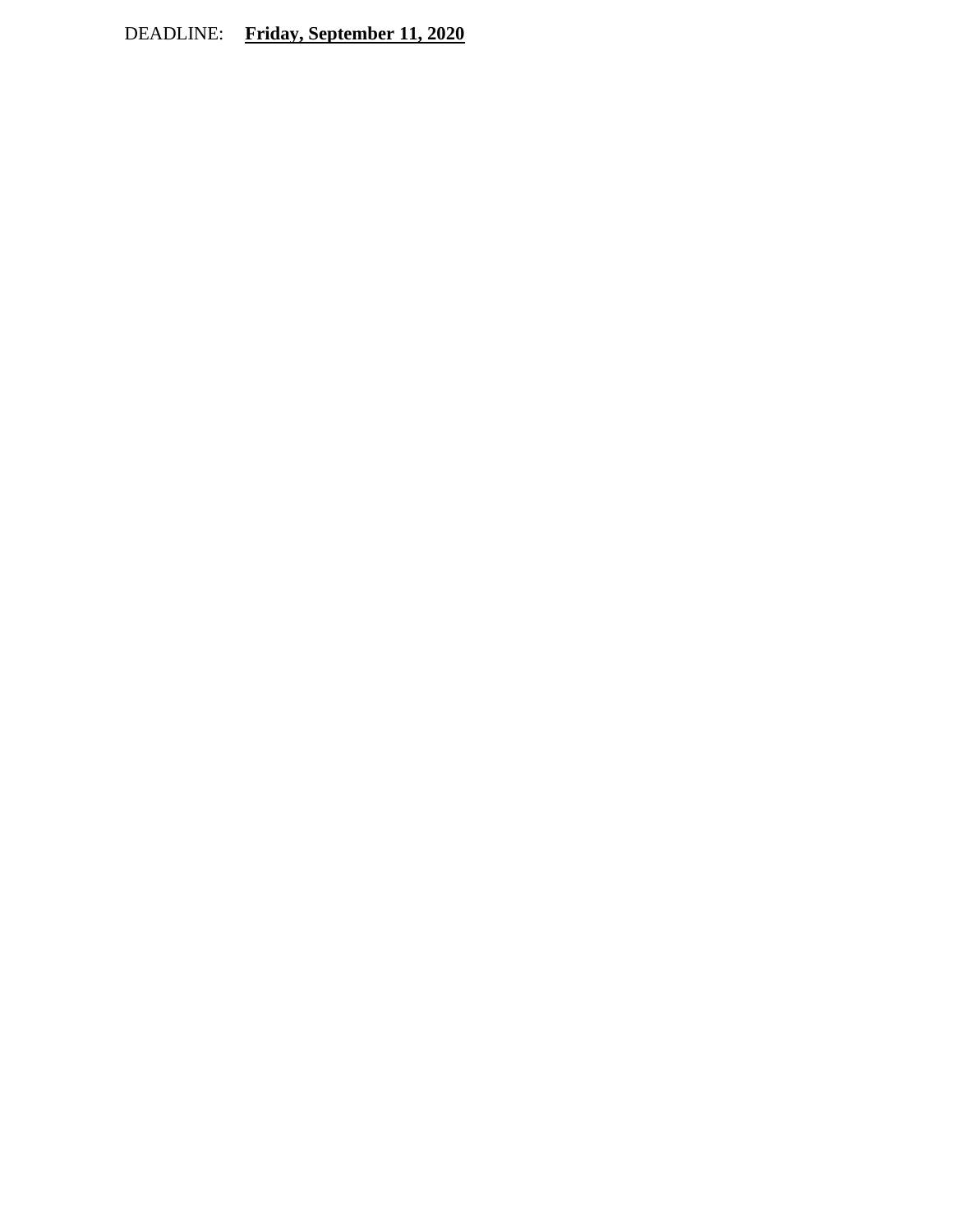DEADLINE: **Friday, September 11, 2020**